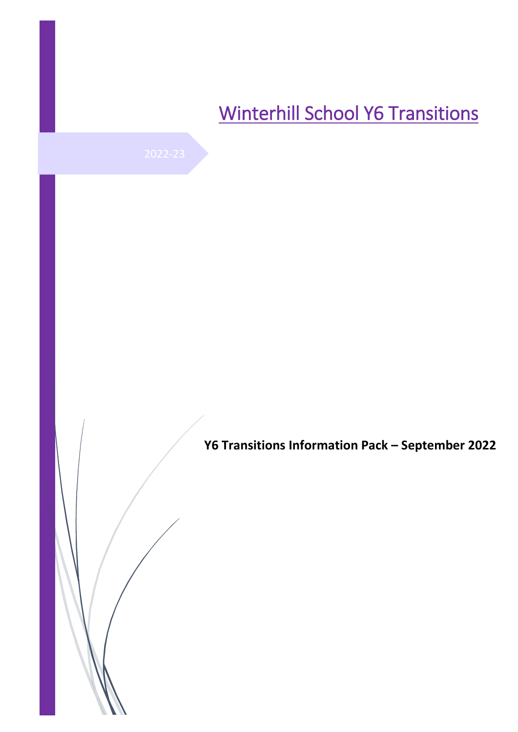# Winterhill School Y6 Transitions

2022-23

**Y6 Transitions Information Pack – September 2022**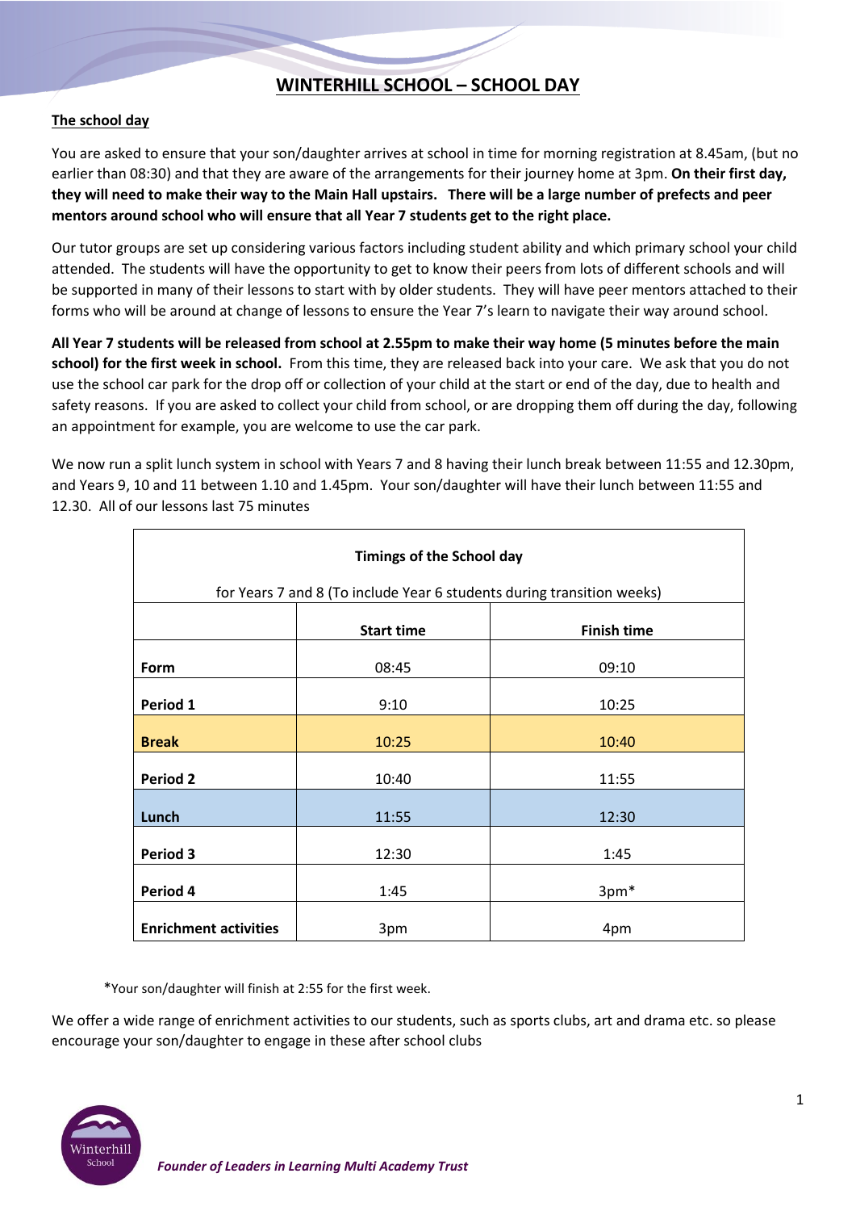# WINTERHILL SCHOOL – SCHOOL DAY

## The school day

You are asked to ensure that your son/daughter arrives at school in time for morning registration at 8.45am, (but no earlier than 08:30) and that they are aware of the arrangements for their journey home at 3pm. **On their first day, they will need to make their way to the Main Hall upstairs. There will be a large number of prefects and peer mentors around school who will ensure that all Year 7 students get to the right place.**

Our tutor groups are set up considering various factors including student ability and which primary school your child attended. The students will have the opportunity to get to know their peers from lots of different schools and will be supported in many of their lessons to start with by older students. They will have peer mentors attached to their forms who will be around at change of lessons to ensure the Year 7's learn to navigate their way around school.

**All Year 7 students will be released from school at 2.55pm to make their way home (5 minutes before the main school) for the first week in school.** From this time, they are released back into your care. We ask that you do not use the school car park for the drop off or collection of your child at the start or end of the day, due to health and safety reasons. If you are asked to collect your child from school, or are dropping them off during the day, following an appointment for example, you are welcome to use the car park.

We now run a split lunch system in school with Years 7 and 8 having their lunch break between 11:55 and 12.30pm, and Years 9, 10 and 11 between 1.10 and 1.45pm. Your son/daughter will have their lunch between 11:55 and 12.30. All of our lessons last 75 minutes

| **Timings of the School day** for Years 7 and 8 (To include Year 6 students during transition weeks) | | |
|---|---|---|
| | **Start time** | **Finish time** |
| **Form** | 08:45 | 09:10 |
| **Period 1** | 9:10 | 10:25 |
| **Break** | 10:25 | 10:40 |
| **Period 2** | 10:40 | 11:55 |
| **Lunch** | 11:55 | 12:30 |
| **Period 3** | 12:30 | 1:45 |
| **Period 4** | 1:45 | 3pm* |
| **Enrichment activities** | 3pm | 4pm |

*Your son/daughter will finish at 2:55 for the first week.

We offer a wide range of enrichment activities to our students, such as sports clubs, art and drama etc. so please encourage your son/daughter to engage in these after school clubs

*Founder of Leaders in Learning Multi Academy Trust*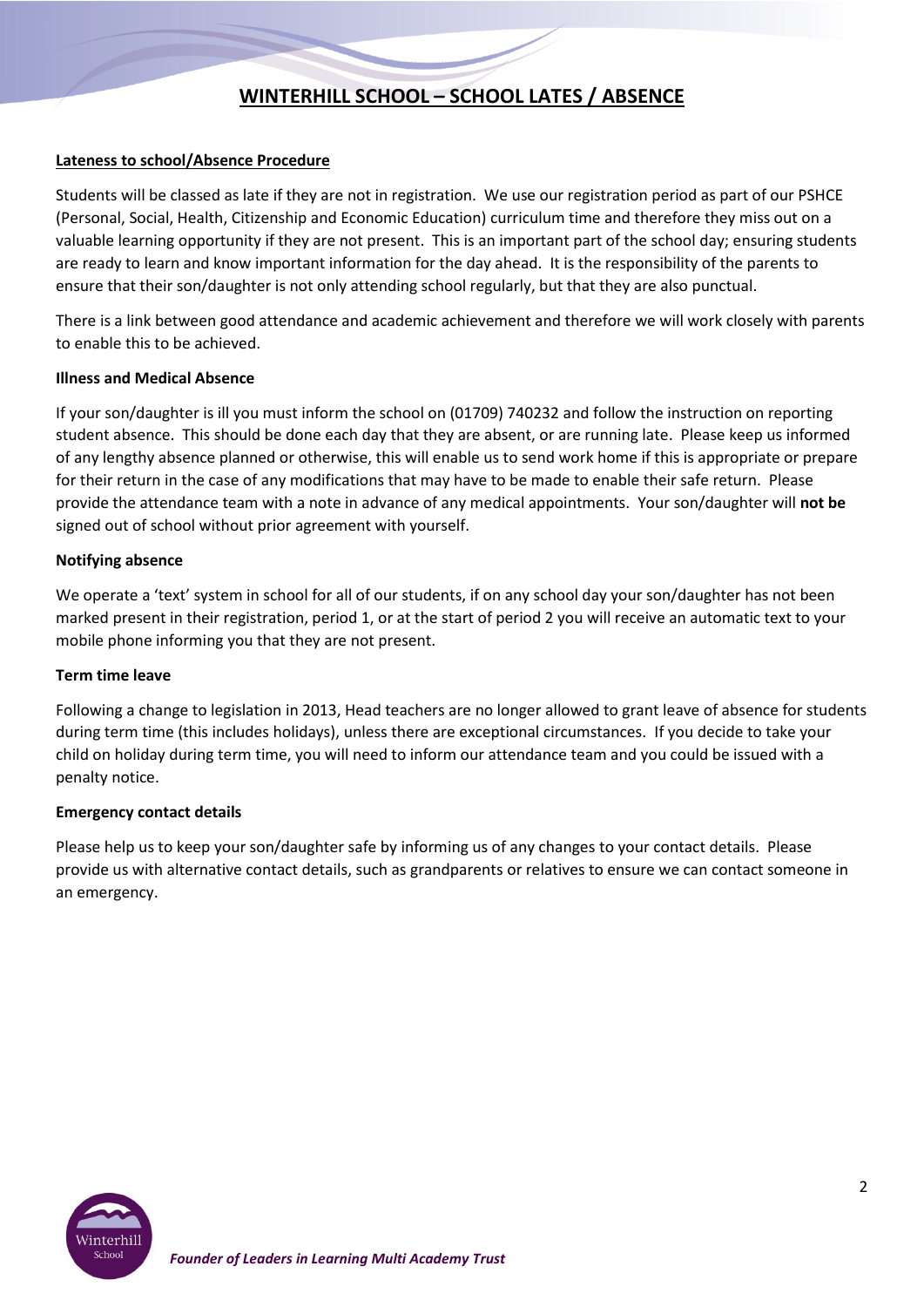# WINTERHILL SCHOOL – SCHOOL LATES / ABSENCE

## Lateness to school/Absence Procedure

Students will be classed as late if they are not in registration. We use our registration period as part of our PSHCE (Personal, Social, Health, Citizenship and Economic Education) curriculum time and therefore they miss out on a valuable learning opportunity if they are not present. This is an important part of the school day; ensuring students are ready to learn and know important information for the day ahead. It is the responsibility of the parents to ensure that their son/daughter is not only attending school regularly, but that they are also punctual.

There is a link between good attendance and academic achievement and therefore we will work closely with parents to enable this to be achieved.

### Illness and Medical Absence

If your son/daughter is ill you must inform the school on (01709) 740232 and follow the instruction on reporting student absence. This should be done each day that they are absent, or are running late. Please keep us informed of any lengthy absence planned or otherwise, this will enable us to send work home if this is appropriate or prepare for their return in the case of any modifications that may have to be made to enable their safe return. Please provide the attendance team with a note in advance of any medical appointments. Your son/daughter will **not be** signed out of school without prior agreement with yourself.

### Notifying absence

We operate a 'text' system in school for all of our students, if on any school day your son/daughter has not been marked present in their registration, period 1, or at the start of period 2 you will receive an automatic text to your mobile phone informing you that they are not present.

### Term time leave

Following a change to legislation in 2013, Head teachers are no longer allowed to grant leave of absence for students during term time (this includes holidays), unless there are exceptional circumstances. If you decide to take your child on holiday during term time, you will need to inform our attendance team and you could be issued with a penalty notice.

### Emergency contact details

Please help us to keep your son/daughter safe by informing us of any changes to your contact details. Please provide us with alternative contact details, such as grandparents or relatives to ensure we can contact someone in an emergency.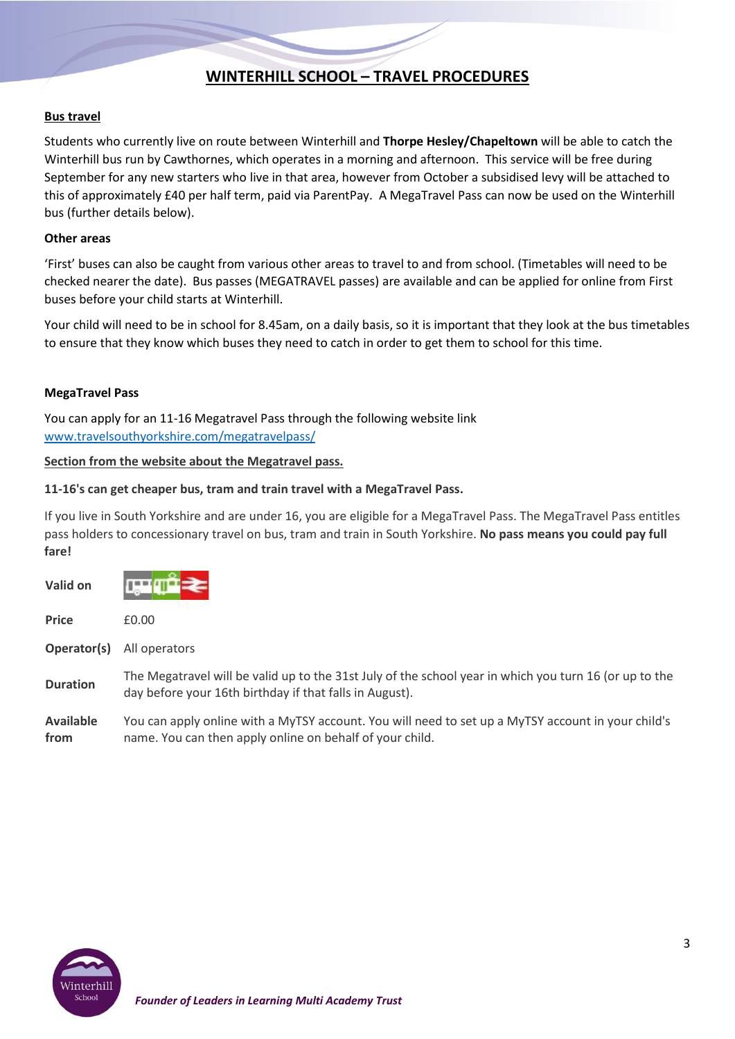# WINTERHILL SCHOOL – TRAVEL PROCEDURES

## Bus travel

Students who currently live on route between Winterhill and **Thorpe Hesley/Chapeltown** will be able to catch the Winterhill bus run by Cawthornes, which operates in a morning and afternoon. This service will be free during September for any new starters who live in that area, however from October a subsidised levy will be attached to this of approximately £40 per half term, paid via ParentPay. A MegaTravel Pass can now be used on the Winterhill bus (further details below).

### Other areas

'First' buses can also be caught from various other areas to travel to and from school. (Timetables will need to be checked nearer the date). Bus passes (MEGATRAVEL passes) are available and can be applied for online from First buses before your child starts at Winterhill.

Your child will need to be in school for 8.45am, on a daily basis, so it is important that they look at the bus timetables to ensure that they know which buses they need to catch in order to get them to school for this time.

### MegaTravel Pass

You can apply for an 11-16 Megatravel Pass through the following website link
www.travelsouthyorkshire.com/megatravelpass/

**Section from the website about the Megatravel pass.**

**11-16's can get cheaper bus, tram and train travel with a MegaTravel Pass.**

If you live in South Yorkshire and are under 16, you are eligible for a MegaTravel Pass. The MegaTravel Pass entitles pass holders to concessionary travel on bus, tram and train in South Yorkshire. **No pass means you could pay full fare!**

| | |
|---|---|
| **Valid on** | Bus, tram, train |
| **Price** | £0.00 |
| **Operator(s)** | All operators |
| **Duration** | The Megatravel will be valid up to the 31st July of the school year in which you turn 16 (or up to the day before your 16th birthday if that falls in August). |
| **Available from** | You can apply online with a MyTSY account. You will need to set up a MyTSY account in your child's name. You can then apply online on behalf of your child. |

*Founder of Leaders in Learning Multi Academy Trust*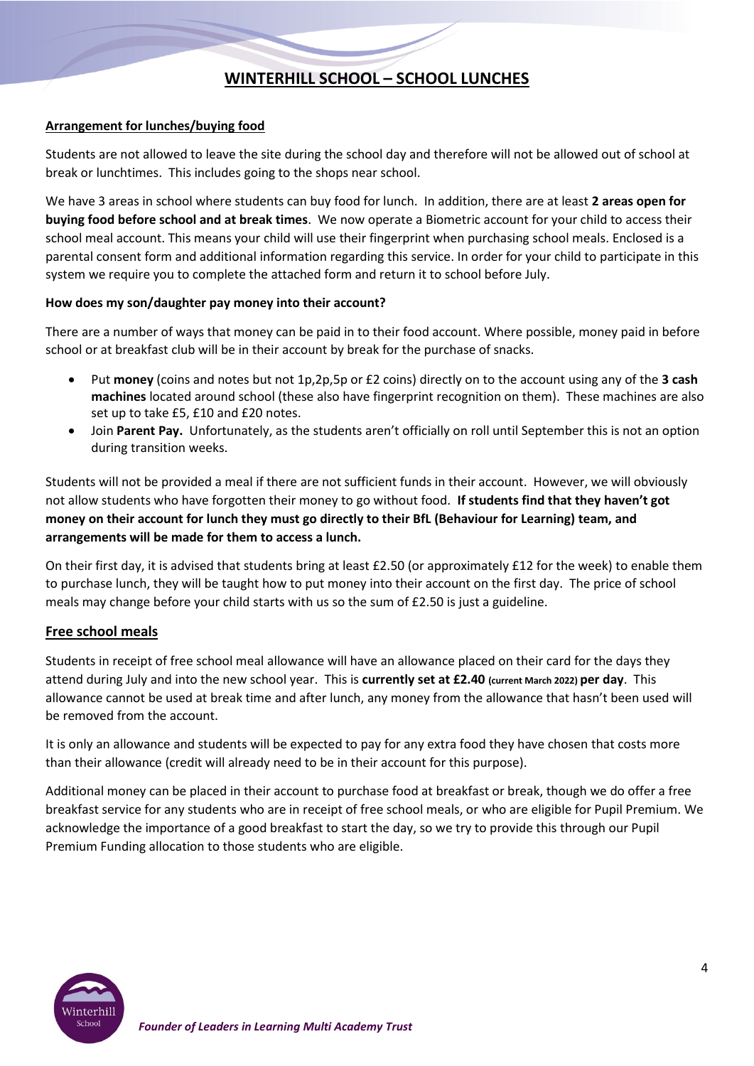# WINTERHILL SCHOOL – SCHOOL LUNCHES

## Arrangement for lunches/buying food

Students are not allowed to leave the site during the school day and therefore will not be allowed out of school at break or lunchtimes. This includes going to the shops near school.

We have 3 areas in school where students can buy food for lunch. In addition, there are at least **2 areas open for buying food before school and at break times**. We now operate a Biometric account for your child to access their school meal account. This means your child will use their fingerprint when purchasing school meals. Enclosed is a parental consent form and additional information regarding this service. In order for your child to participate in this system we require you to complete the attached form and return it to school before July.

**How does my son/daughter pay money into their account?**

There are a number of ways that money can be paid in to their food account. Where possible, money paid in before school or at breakfast club will be in their account by break for the purchase of snacks.

- Put **money** (coins and notes but not 1p,2p,5p or £2 coins) directly on to the account using any of the **3 cash machines** located around school (these also have fingerprint recognition on them). These machines are also set up to take £5, £10 and £20 notes.
- Join **Parent Pay.** Unfortunately, as the students aren't officially on roll until September this is not an option during transition weeks.

Students will not be provided a meal if there are not sufficient funds in their account. However, we will obviously not allow students who have forgotten their money to go without food. **If students find that they haven't got money on their account for lunch they must go directly to their BfL (Behaviour for Learning) team, and arrangements will be made for them to access a lunch.**

On their first day, it is advised that students bring at least £2.50 (or approximately £12 for the week) to enable them to purchase lunch, they will be taught how to put money into their account on the first day. The price of school meals may change before your child starts with us so the sum of £2.50 is just a guideline.

## Free school meals

Students in receipt of free school meal allowance will have an allowance placed on their card for the days they attend during July and into the new school year. This is **currently set at £2.40 (current March 2022) per day**. This allowance cannot be used at break time and after lunch, any money from the allowance that hasn't been used will be removed from the account.

It is only an allowance and students will be expected to pay for any extra food they have chosen that costs more than their allowance (credit will already need to be in their account for this purpose).

Additional money can be placed in their account to purchase food at breakfast or break, though we do offer a free breakfast service for any students who are in receipt of free school meals, or who are eligible for Pupil Premium. We acknowledge the importance of a good breakfast to start the day, so we try to provide this through our Pupil Premium Funding allocation to those students who are eligible.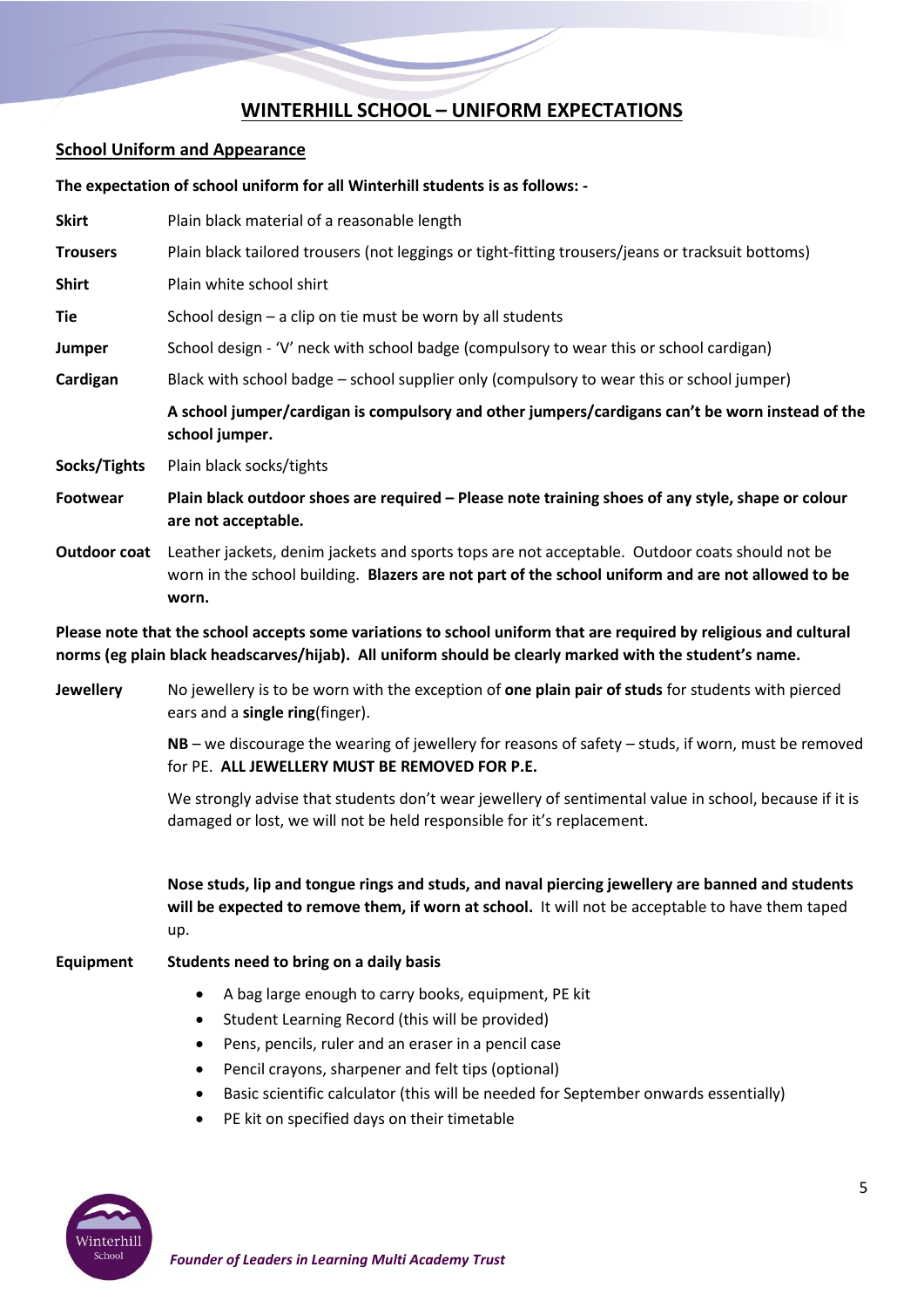# WINTERHILL SCHOOL – UNIFORM EXPECTATIONS

## School Uniform and Appearance

**The expectation of school uniform for all Winterhill students is as follows: -**

**Skirt** Plain black material of a reasonable length

**Trousers** Plain black tailored trousers (not leggings or tight-fitting trousers/jeans or tracksuit bottoms)

**Shirt** Plain white school shirt

**Tie** School design – a clip on tie must be worn by all students

**Jumper** School design - 'V' neck with school badge (compulsory to wear this or school cardigan)

**Cardigan** Black with school badge – school supplier only (compulsory to wear this or school jumper)

**A school jumper/cardigan is compulsory and other jumpers/cardigans can't be worn instead of the school jumper.**

**Socks/Tights** Plain black socks/tights

**Footwear** **Plain black outdoor shoes are required – Please note training shoes of any style, shape or colour are not acceptable.**

**Outdoor coat** Leather jackets, denim jackets and sports tops are not acceptable. Outdoor coats should not be worn in the school building. **Blazers are not part of the school uniform and are not allowed to be worn.**

**Please note that the school accepts some variations to school uniform that are required by religious and cultural norms (eg plain black headscarves/hijab). All uniform should be clearly marked with the student's name.**

**Jewellery** No jewellery is to be worn with the exception of **one plain pair of studs** for students with pierced ears and a **single ring**(finger).

**NB** – we discourage the wearing of jewellery for reasons of safety – studs, if worn, must be removed for PE. **ALL JEWELLERY MUST BE REMOVED FOR P.E.**

We strongly advise that students don't wear jewellery of sentimental value in school, because if it is damaged or lost, we will not be held responsible for it's replacement.

**Nose studs, lip and tongue rings and studs, and naval piercing jewellery are banned and students will be expected to remove them, if worn at school.** It will not be acceptable to have them taped up.

**Equipment** **Students need to bring on a daily basis**

- A bag large enough to carry books, equipment, PE kit
- Student Learning Record (this will be provided)
- Pens, pencils, ruler and an eraser in a pencil case
- Pencil crayons, sharpener and felt tips (optional)
- Basic scientific calculator (this will be needed for September onwards essentially)
- PE kit on specified days on their timetable

*Founder of Leaders in Learning Multi Academy Trust*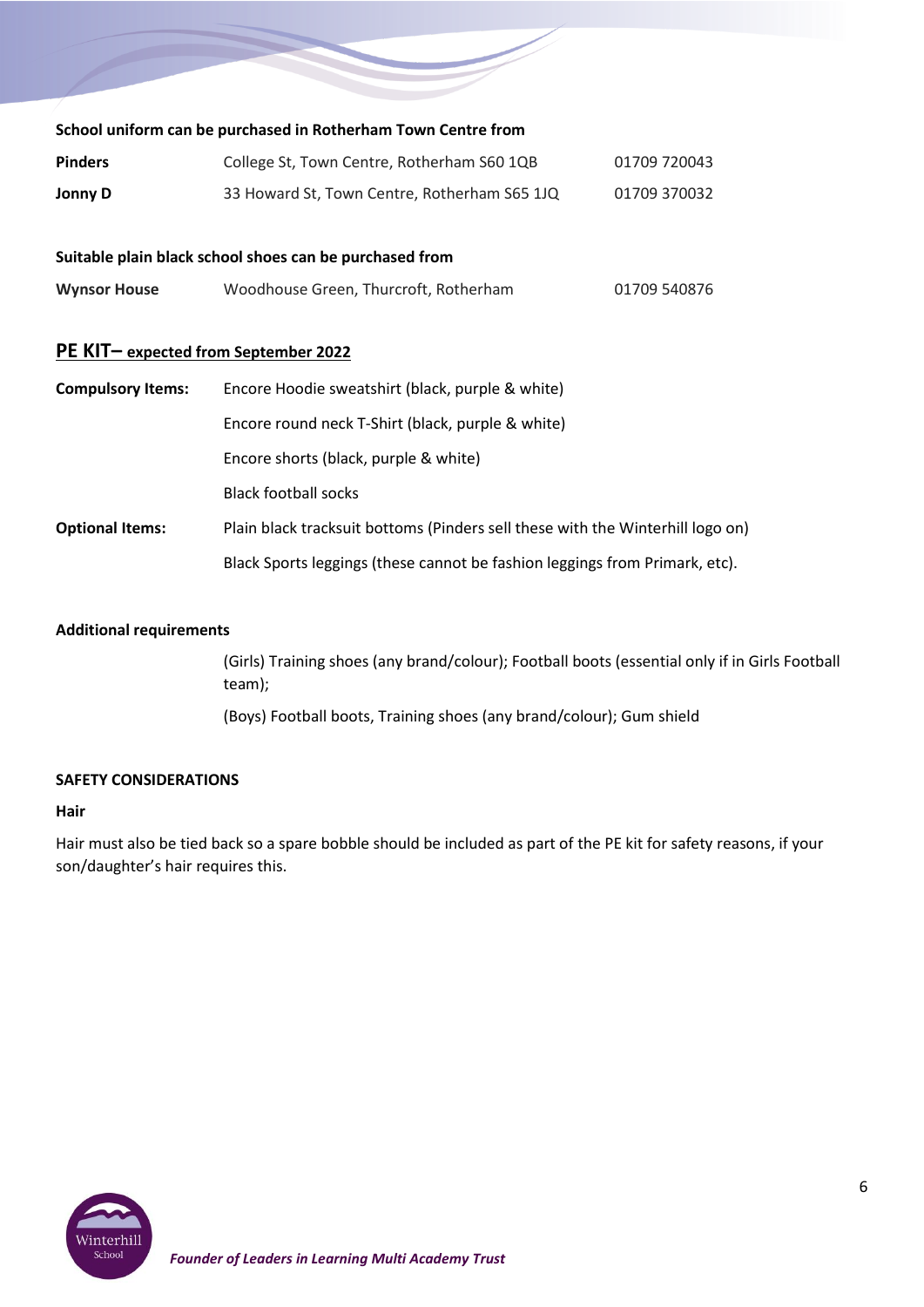**School uniform can be purchased in Rotherham Town Centre from**

| | | |
|---|---|---|
| **Pinders** | College St, Town Centre, Rotherham S60 1QB | 01709 720043 |
| **Jonny D** | 33 Howard St, Town Centre, Rotherham S65 1JQ | 01709 370032 |

**Suitable plain black school shoes can be purchased from**

| | | |
|---|---|---|
| **Wynsor House** | Woodhouse Green, Thurcroft, Rotherham | 01709 540876 |

## PE KIT– expected from September 2022

| | |
|---|---|
| **Compulsory Items:** | Encore Hoodie sweatshirt (black, purple & white) |
| | Encore round neck T-Shirt (black, purple & white) |
| | Encore shorts (black, purple & white) |
| | Black football socks |
| **Optional Items:** | Plain black tracksuit bottoms (Pinders sell these with the Winterhill logo on) |
| | Black Sports leggings (these cannot be fashion leggings from Primark, etc). |

**Additional requirements**

(Girls) Training shoes (any brand/colour); Football boots (essential only if in Girls Football team);

(Boys) Football boots, Training shoes (any brand/colour); Gum shield

**SAFETY CONSIDERATIONS**

**Hair**

Hair must also be tied back so a spare bobble should be included as part of the PE kit for safety reasons, if your son/daughter's hair requires this.

*Founder of Leaders in Learning Multi Academy Trust*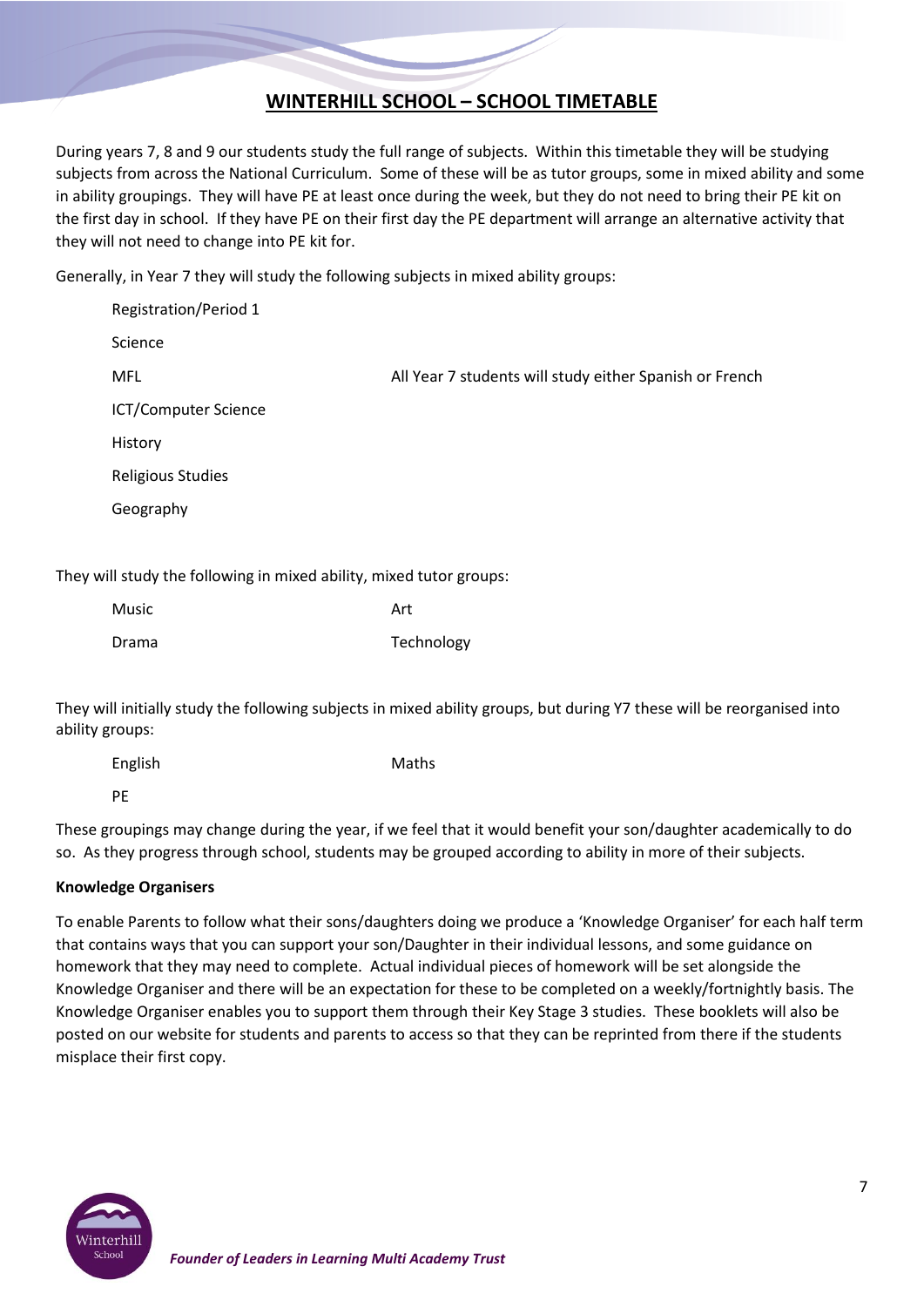# WINTERHILL SCHOOL – SCHOOL TIMETABLE

During years 7, 8 and 9 our students study the full range of subjects. Within this timetable they will be studying subjects from across the National Curriculum. Some of these will be as tutor groups, some in mixed ability and some in ability groupings. They will have PE at least once during the week, but they do not need to bring their PE kit on the first day in school. If they have PE on their first day the PE department will arrange an alternative activity that they will not need to change into PE kit for.

Generally, in Year 7 they will study the following subjects in mixed ability groups:

| | |
|---|---|
| Registration/Period 1 | |
| Science | |
| MFL | All Year 7 students will study either Spanish or French |
| ICT/Computer Science | |
| History | |
| Religious Studies | |
| Geography | |

They will study the following in mixed ability, mixed tutor groups:

| | |
|---|---|
| Music | Art |
| Drama | Technology |

They will initially study the following subjects in mixed ability groups, but during Y7 these will be reorganised into ability groups:

| | |
|---|---|
| English | Maths |
| PE | |

These groupings may change during the year, if we feel that it would benefit your son/daughter academically to do so. As they progress through school, students may be grouped according to ability in more of their subjects.

**Knowledge Organisers**

To enable Parents to follow what their sons/daughters doing we produce a 'Knowledge Organiser' for each half term that contains ways that you can support your son/Daughter in their individual lessons, and some guidance on homework that they may need to complete. Actual individual pieces of homework will be set alongside the Knowledge Organiser and there will be an expectation for these to be completed on a weekly/fortnightly basis. The Knowledge Organiser enables you to support them through their Key Stage 3 studies. These booklets will also be posted on our website for students and parents to access so that they can be reprinted from there if the students misplace their first copy.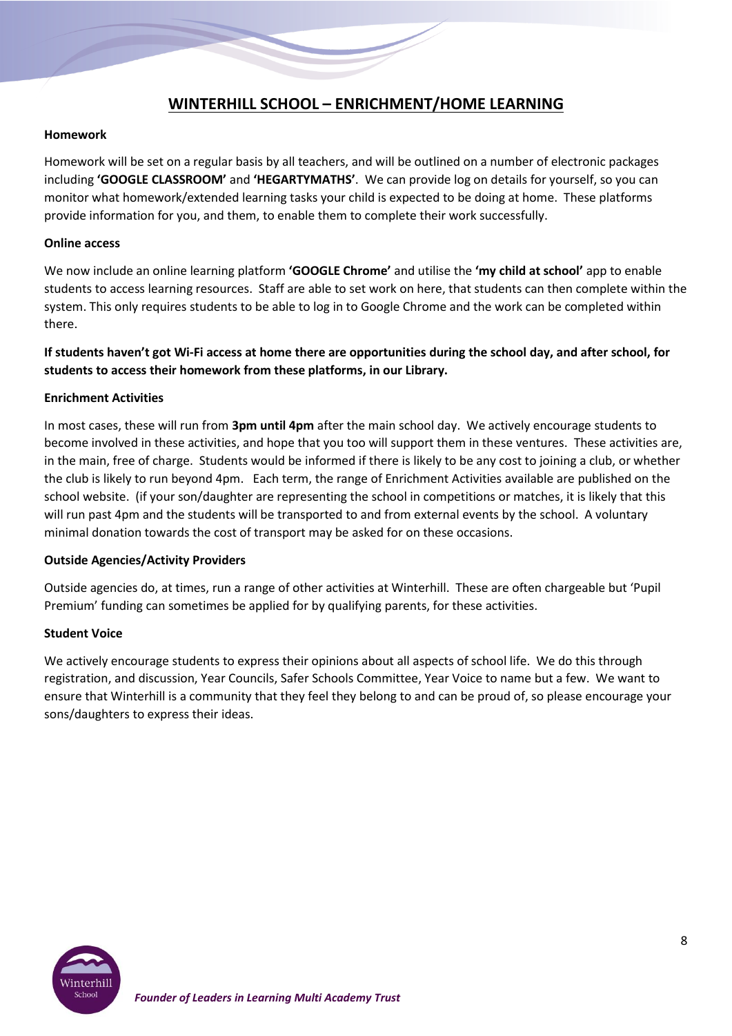# WINTERHILL SCHOOL – ENRICHMENT/HOME LEARNING

**Homework**

Homework will be set on a regular basis by all teachers, and will be outlined on a number of electronic packages including **'GOOGLE CLASSROOM'** and **'HEGARTYMATHS'**. We can provide log on details for yourself, so you can monitor what homework/extended learning tasks your child is expected to be doing at home. These platforms provide information for you, and them, to enable them to complete their work successfully.

**Online access**

We now include an online learning platform **'GOOGLE Chrome'** and utilise the **'my child at school'** app to enable students to access learning resources. Staff are able to set work on here, that students can then complete within the system. This only requires students to be able to log in to Google Chrome and the work can be completed within there.

**If students haven't got Wi-Fi access at home there are opportunities during the school day, and after school, for students to access their homework from these platforms, in our Library.**

**Enrichment Activities**

In most cases, these will run from **3pm until 4pm** after the main school day. We actively encourage students to become involved in these activities, and hope that you too will support them in these ventures. These activities are, in the main, free of charge. Students would be informed if there is likely to be any cost to joining a club, or whether the club is likely to run beyond 4pm. Each term, the range of Enrichment Activities available are published on the school website. (if your son/daughter are representing the school in competitions or matches, it is likely that this will run past 4pm and the students will be transported to and from external events by the school. A voluntary minimal donation towards the cost of transport may be asked for on these occasions.

**Outside Agencies/Activity Providers**

Outside agencies do, at times, run a range of other activities at Winterhill. These are often chargeable but 'Pupil Premium' funding can sometimes be applied for by qualifying parents, for these activities.

**Student Voice**

We actively encourage students to express their opinions about all aspects of school life. We do this through registration, and discussion, Year Councils, Safer Schools Committee, Year Voice to name but a few. We want to ensure that Winterhill is a community that they feel they belong to and can be proud of, so please encourage your sons/daughters to express their ideas.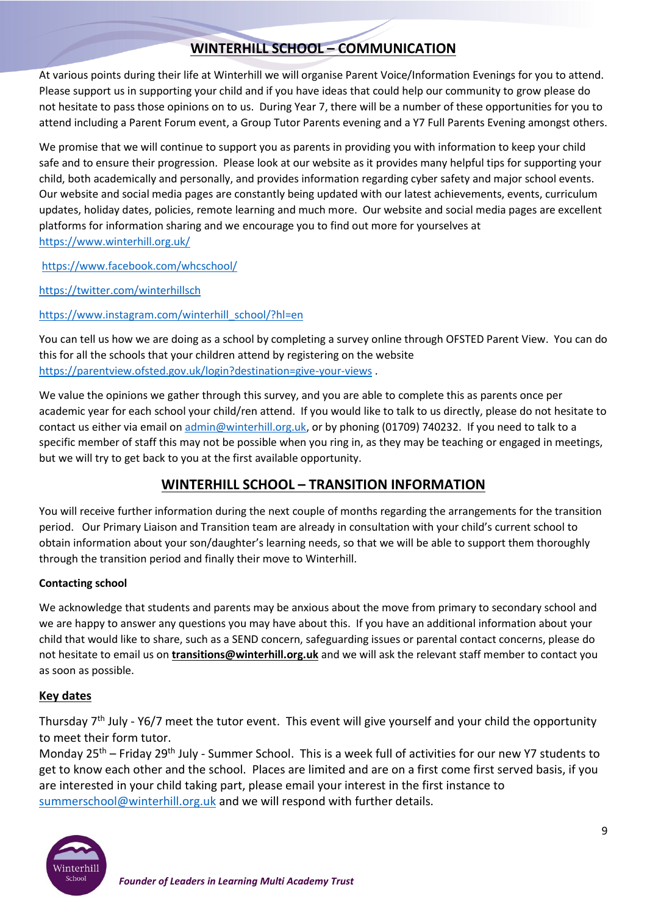## WINTERHILL SCHOOL – COMMUNICATION

At various points during their life at Winterhill we will organise Parent Voice/Information Evenings for you to attend. Please support us in supporting your child and if you have ideas that could help our community to grow please do not hesitate to pass those opinions on to us. During Year 7, there will be a number of these opportunities for you to attend including a Parent Forum event, a Group Tutor Parents evening and a Y7 Full Parents Evening amongst others.

We promise that we will continue to support you as parents in providing you with information to keep your child safe and to ensure their progression. Please look at our website as it provides many helpful tips for supporting your child, both academically and personally, and provides information regarding cyber safety and major school events. Our website and social media pages are constantly being updated with our latest achievements, events, curriculum updates, holiday dates, policies, remote learning and much more. Our website and social media pages are excellent platforms for information sharing and we encourage you to find out more for yourselves at https://www.winterhill.org.uk/

https://www.facebook.com/whcschool/

https://twitter.com/winterhillsch

https://www.instagram.com/winterhill_school/?hl=en

You can tell us how we are doing as a school by completing a survey online through OFSTED Parent View. You can do this for all the schools that your children attend by registering on the website https://parentview.ofsted.gov.uk/login?destination=give-your-views .

We value the opinions we gather through this survey, and you are able to complete this as parents once per academic year for each school your child/ren attend. If you would like to talk to us directly, please do not hesitate to contact us either via email on admin@winterhill.org.uk, or by phoning (01709) 740232. If you need to talk to a specific member of staff this may not be possible when you ring in, as they may be teaching or engaged in meetings, but we will try to get back to you at the first available opportunity.

## WINTERHILL SCHOOL – TRANSITION INFORMATION

You will receive further information during the next couple of months regarding the arrangements for the transition period. Our Primary Liaison and Transition team are already in consultation with your child's current school to obtain information about your son/daughter's learning needs, so that we will be able to support them thoroughly through the transition period and finally their move to Winterhill.

**Contacting school**

We acknowledge that students and parents may be anxious about the move from primary to secondary school and we are happy to answer any questions you may have about this. If you have an additional information about your child that would like to share, such as a SEND concern, safeguarding issues or parental contact concerns, please do not hesitate to email us on **transitions@winterhill.org.uk** and we will ask the relevant staff member to contact you as soon as possible.

### Key dates

Thursday 7th July - Y6/7 meet the tutor event. This event will give yourself and your child the opportunity to meet their form tutor.

Monday 25th – Friday 29th July - Summer School. This is a week full of activities for our new Y7 students to get to know each other and the school. Places are limited and are on a first come first served basis, if you are interested in your child taking part, please email your interest in the first instance to summerschool@winterhill.org.uk and we will respond with further details.